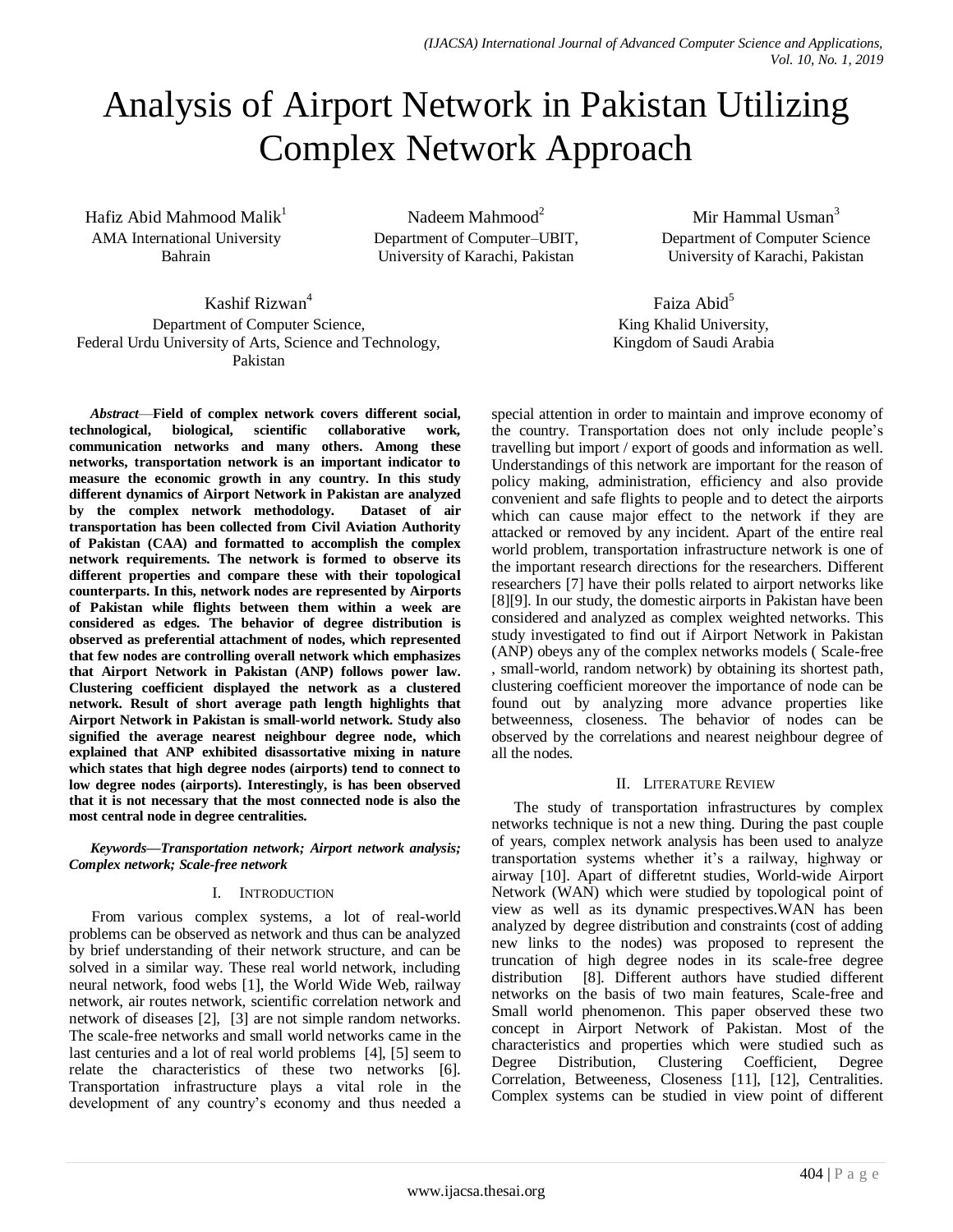# Analysis of Airport Network in Pakistan Utilizing Complex Network Approach

Hafiz Abid Mahmood Malik[1]
AMA International University
Bahrain

Nadeem Mahmood[2]
Department of Computer–UBIT,
University of Karachi, Pakistan

Mir Hammal Usman[3]
Department of Computer Science
University of Karachi, Pakistan

Kashif Rizwan[4]
Department of Computer Science,
Federal Urdu University of Arts, Science and Technology,
Pakistan

Faiza Abid[5]
King Khalid University,
Kingdom of Saudi Arabia

***Abstract*—Field of complex network covers different social, technological, biological, scientific collaborative work, communication networks and many others. Among these networks, transportation network is an important indicator to measure the economic growth in any country. In this study different dynamics of Airport Network in Pakistan are analyzed by the complex network methodology. Dataset of air transportation has been collected from Civil Aviation Authority of Pakistan (CAA) and formatted to accomplish the complex network requirements. The network is formed to observe its different properties and compare these with their topological counterparts. In this, network nodes are represented by Airports of Pakistan while flights between them within a week are considered as edges. The behavior of degree distribution is observed as preferential attachment of nodes, which represented that few nodes are controlling overall network which emphasizes that Airport Network in Pakistan (ANP) follows power law. Clustering coefficient displayed the network as a clustered network. Result of short average path length highlights that Airport Network in Pakistan is small-world network. Study also signified the average nearest neighbour degree node, which explained that ANP exhibited disassortative mixing in nature which states that high degree nodes (airports) tend to connect to low degree nodes (airports). Interestingly, is has been observed that it is not necessary that the most connected node is also the most central node in degree centralities.**

***Keywords—Transportation network; Airport network analysis; Complex network; Scale-free network***

## I. Introduction

From various complex systems, a lot of real-world problems can be observed as network and thus can be analyzed by brief understanding of their network structure, and can be solved in a similar way. These real world network, including neural network, food webs [1], the World Wide Web, railway network, air routes network, scientific correlation network and network of diseases [2], [3] are not simple random networks. The scale-free networks and small world networks came in the last centuries and a lot of real world problems [4], [5] seem to relate the characteristics of these two networks [6]. Transportation infrastructure plays a vital role in the development of any country's economy and thus needed a special attention in order to maintain and improve economy of the country. Transportation does not only include people's travelling but import / export of goods and information as well. Understandings of this network are important for the reason of policy making, administration, efficiency and also provide convenient and safe flights to people and to detect the airports which can cause major effect to the network if they are attacked or removed by any incident. Apart of the entire real world problem, transportation infrastructure network is one of the important research directions for the researchers. Different researchers [7] have their polls related to airport networks like [8][9]. In our study, the domestic airports in Pakistan have been considered and analyzed as complex weighted networks. This study investigated to find out if Airport Network in Pakistan (ANP) obeys any of the complex networks models ( Scale-free , small-world, random network) by obtaining its shortest path, clustering coefficient moreover the importance of node can be found out by analyzing more advance properties like betweenness, closeness. The behavior of nodes can be observed by the correlations and nearest neighbour degree of all the nodes.

## II. Literature Review

The study of transportation infrastructures by complex networks technique is not a new thing. During the past couple of years, complex network analysis has been used to analyze transportation systems whether it's a railway, highway or airway [10]. Apart of differetnt studies, World-wide Airport Network (WAN) which were studied by topological point of view as well as its dynamic prespectives.WAN has been analyzed by degree distribution and constraints (cost of adding new links to the nodes) was proposed to represent the truncation of high degree nodes in its scale-free degree distribution [8]. Different authors have studied different networks on the basis of two main features, Scale-free and Small world phenomenon. This paper observed these two concept in Airport Network of Pakistan. Most of the characteristics and properties which were studied such as Degree Distribution, Clustering Coefficient, Degree Correlation, Betweeness, Closeness [11], [12], Centralities. Complex systems can be studied in view point of different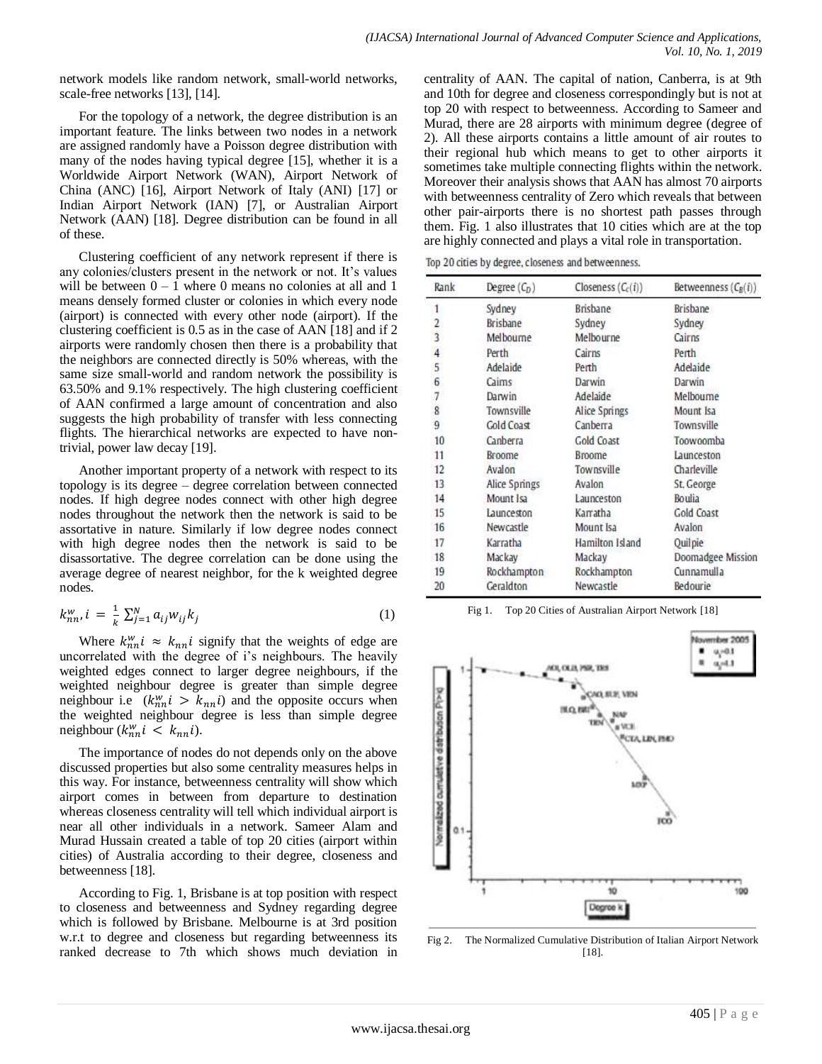network models like random network, small-world networks, scale-free networks [13], [14].

For the topology of a network, the degree distribution is an important feature. The links between two nodes in a network are assigned randomly have a Poisson degree distribution with many of the nodes having typical degree [15], whether it is a Worldwide Airport Network (WAN), Airport Network of China (ANC) [16], Airport Network of Italy (ANI) [17] or Indian Airport Network (IAN) [7], or Australian Airport Network (AAN) [18]. Degree distribution can be found in all of these.

Clustering coefficient of any network represent if there is any colonies/clusters present in the network or not. It's values will be between 0 – 1 where 0 means no colonies at all and 1 means densely formed cluster or colonies in which every node (airport) is connected with every other node (airport). If the clustering coefficient is 0.5 as in the case of AAN [18] and if 2 airports were randomly chosen then there is a probability that the neighbors are connected directly is 50% whereas, with the same size small-world and random network the possibility is 63.50% and 9.1% respectively. The high clustering coefficient of AAN confirmed a large amount of concentration and also suggests the high probability of transfer with less connecting flights. The hierarchical networks are expected to have non-trivial, power law decay [19].

Another important property of a network with respect to its topology is its degree – degree correlation between connected nodes. If high degree nodes connect with other high degree nodes throughout the network then the network is said to be assortative in nature. Similarly if low degree nodes connect with high degree nodes then the network is said to be disassortative. The degree correlation can be done using the average degree of nearest neighbor, for the k weighted degree nodes.

$$k_{nn}^{w}, i = \frac{1}{k} \sum_{j=1}^{N} a_{ij} w_{ij} k_j \quad (1)$$

Where $k_{nn}^{w} i \approx k_{nn} i$ signify that the weights of edge are uncorrelated with the degree of i's neighbours. The heavily weighted edges connect to larger degree neighbours, if the weighted neighbour degree is greater than simple degree neighbour i.e ($k_{nn}^{w} i > k_{nn} i$) and the opposite occurs when the weighted neighbour degree is less than simple degree neighbour ($k_{nn}^{w} i < k_{nn} i$).

The importance of nodes do not depends only on the above discussed properties but also some centrality measures helps in this way. For instance, betweenness centrality will show which airport comes in between from departure to destination whereas closeness centrality will tell which individual airport is near all other individuals in a network. Sameer Alam and Murad Hussain created a table of top 20 cities (airport within cities) of Australia according to their degree, closeness and betweenness [18].

According to Fig. 1, Brisbane is at top position with respect to closeness and betweenness and Sydney regarding degree which is followed by Brisbane. Melbourne is at 3rd position w.r.t to degree and closeness but regarding betweenness its ranked decrease to 7th which shows much deviation in centrality of AAN. The capital of nation, Canberra, is at 9th and 10th for degree and closeness correspondingly but is not at top 20 with respect to betweenness. According to Sameer and Murad, there are 28 airports with minimum degree (degree of 2). All these airports contains a little amount of air routes to their regional hub which means to get to other airports it sometimes take multiple connecting flights within the network. Moreover their analysis shows that AAN has almost 70 airports with betweenness centrality of Zero which reveals that between other pair-airports there is no shortest path passes through them. Fig. 1 also illustrates that 10 cities which are at the top are highly connected and plays a vital role in transportation.

Top 20 cities by degree, closeness and betweenness.

| Rank | Degree ($C_D$) | Closeness ($C_c(i)$) | Betweenness ($C_B(i)$) |
|---|---|---|---|
| 1 | Sydney | Brisbane | Brisbane |
| 2 | Brisbane | Sydney | Sydney |
| 3 | Melbourne | Melbourne | Cairns |
| 4 | Perth | Cairns | Perth |
| 5 | Adelaide | Perth | Adelaide |
| 6 | Cairns | Darwin | Darwin |
| 7 | Darwin | Adelaide | Melbourne |
| 8 | Townsville | Alice Springs | Mount Isa |
| 9 | Gold Coast | Canberra | Townsville |
| 10 | Canberra | Gold Coast | Toowoomba |
| 11 | Broome | Broome | Launceston |
| 12 | Avalon | Townsville | Charleville |
| 13 | Alice Springs | Avalon | St. George |
| 14 | Mount Isa | Launceston | Boulia |
| 15 | Launceston | Karratha | Gold Coast |
| 16 | Newcastle | Mount Isa | Avalon |
| 17 | Karratha | Hamilton Island | Quilpie |
| 18 | Mackay | Mackay | Doomadgee Mission |
| 19 | Rockhampton | Rockhampton | Cunnamulla |
| 20 | Geraldton | Newcastle | Bedourie |

Fig 1. Top 20 Cities of Australian Airport Network [18]

Fig 2. The Normalized Cumulative Distribution of Italian Airport Network [18].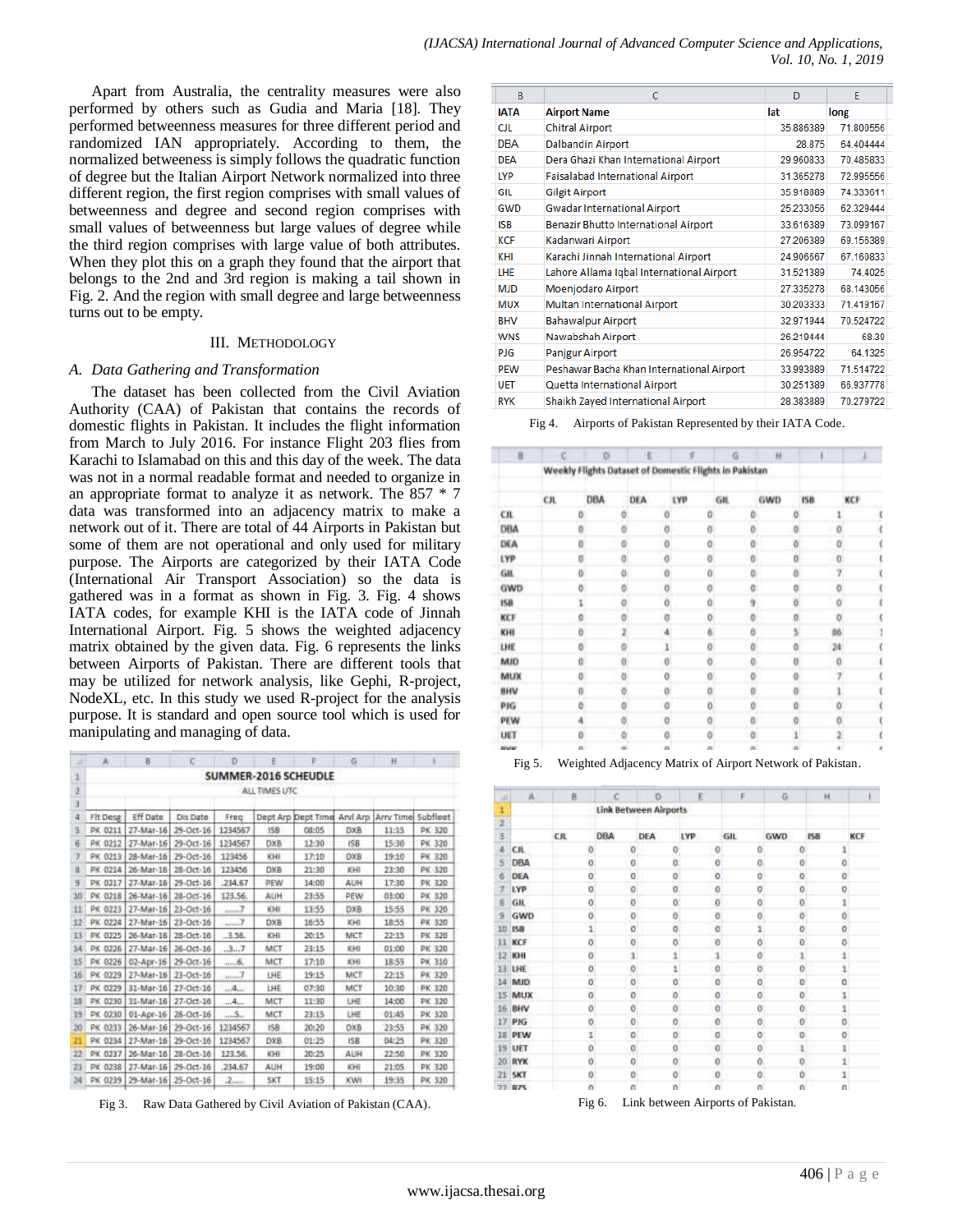Apart from Australia, the centrality measures were also performed by others such as Gudia and Maria [18]. They performed betweenness measures for three different period and randomized IAN appropriately. According to them, the normalized betweeness is simply follows the quadratic function of degree but the Italian Airport Network normalized into three different region, the first region comprises with small values of betweenness and degree and second region comprises with small values of betweenness but large values of degree while the third region comprises with large value of both attributes. When they plot this on a graph they found that the airport that belongs to the 2nd and 3rd region is making a tail shown in Fig. 2. And the region with small degree and large betweenness turns out to be empty.

## III. Methodology

### A. Data Gathering and Transformation

The dataset has been collected from the Civil Aviation Authority (CAA) of Pakistan that contains the records of domestic flights in Pakistan. It includes the flight information from March to July 2016. For instance Flight 203 flies from Karachi to Islamabad on this and this day of the week. The data was not in a normal readable format and needed to organize in an appropriate format to analyze it as network. The 857 * 7 data was transformed into an adjacency matrix to make a network out of it. There are total of 44 Airports in Pakistan but some of them are not operational and only used for military purpose. The Airports are categorized by their IATA Code (International Air Transport Association) so the data is gathered was in a format as shown in Fig. 3. Fig. 4 shows IATA codes, for example KHI is the IATA code of Jinnah International Airport. Fig. 5 shows the weighted adjacency matrix obtained by the given data. Fig. 6 represents the links between Airports of Pakistan. There are different tools that may be utilized for network analysis, like Gephi, R-project, NodeXL, etc. In this study we used R-project for the analysis purpose. It is standard and open source tool which is used for manipulating and managing of data.

SUMMER-2016 SCHEUDLE

ALL TIMES UTC

| Flt Desg | Eff Date | Dis Date | Freq | Dept Arp | Dept Time | Arvl Arp | Arrv Time | Subfleet |
|---|---|---|---|---|---|---|---|---|
| PK 0211 | 27-Mar-16 | 29-Oct-16 | 1234567 | ISB | 08:05 | DXB | 11:15 | PK 320 |
| PK 0212 | 27-Mar-16 | 29-Oct-16 | 1234567 | DXB | 12:30 | ISB | 15:30 | PK 320 |
| PK 0213 | 28-Mar-16 | 29-Oct-16 | 123456 | KHI | 17:10 | DXB | 19:10 | PK 320 |
| PK 0214 | 26-Mar-16 | 28-Oct-16 | 123456 | DXB | 21:30 | KHI | 23:30 | PK 320 |
| PK 0217 | 27-Mar-16 | 29-Oct-16 | .234.67 | PEW | 14:00 | AUH | 17:30 | PK 320 |
| PK 0218 | 26-Mar-16 | 28-Oct-16 | 123.56. | AUH | 23:55 | PEW | 03:00 | PK 320 |
| PK 0223 | 27-Mar-16 | 23-Oct-16 | ......7 | KHI | 13:55 | DXB | 15:55 | PK 320 |
| PK 0224 | 27-Mar-16 | 23-Oct-16 | ......7 | DXB | 16:55 | KHI | 18:55 | PK 320 |
| PK 0225 | 26-Mar-16 | 28-Oct-16 | ..3.56. | KHI | 20:15 | MCT | 22:15 | PK 320 |
| PK 0226 | 27-Mar-16 | 26-Oct-16 | ..3...7 | MCT | 23:15 | KHI | 01:00 | PK 320 |
| PK 0226 | 02-Apr-16 | 29-Oct-16 | .....6. | MCT | 17:10 | KHI | 18:55 | PK 310 |
| PK 0229 | 27-Mar-16 | 23-Oct-16 | ......7 | LHE | 19:15 | MCT | 22:15 | PK 320 |
| PK 0229 | 31-Mar-16 | 27-Oct-16 | ...4... | LHE | 07:30 | MCT | 10:30 | PK 320 |
| PK 0230 | 31-Mar-16 | 27-Oct-16 | ...4... | MCT | 11:30 | LHE | 14:00 | PK 320 |
| PK 0230 | 01-Apr-16 | 28-Oct-16 | ....5.. | MCT | 23:15 | LHE | 01:45 | PK 320 |
| PK 0233 | 26-Mar-16 | 29-Oct-16 | 1234567 | ISB | 20:20 | DXB | 23:55 | PK 320 |
| PK 0234 | 27-Mar-16 | 29-Oct-16 | 1234567 | DXB | 01:25 | ISB | 04:25 | PK 320 |
| PK 0237 | 26-Mar-16 | 28-Oct-16 | 123.56. | KHI | 20:25 | AUH | 22:50 | PK 320 |
| PK 0238 | 27-Mar-16 | 29-Oct-16 | .234.67 | AUH | 19:00 | KHI | 21:05 | PK 320 |
| PK 0239 | 29-Mar-16 | 25-Oct-16 | .2..... | SKT | 15:15 | KWI | 19:35 | PK 320 |

Fig 3. Raw Data Gathered by Civil Aviation of Pakistan (CAA).

| IATA | Airport Name | lat | long |
|---|---|---|---|
| CJL | Chitral Airport | 35.886389 | 71.800556 |
| DBA | Dalbandin Airport | 28.875 | 64.404444 |
| DEA | Dera Ghazi Khan International Airport | 29.960833 | 70.485833 |
| LYP | Faisalabad International Airport | 31.365278 | 72.995556 |
| GIL | Gilgit Airport | 35.918889 | 74.333611 |
| GWD | Gwadar International Airport | 25.233056 | 62.329444 |
| ISB | Benazir Bhutto International Airport | 33.616389 | 73.099167 |
| KCF | Kadanwari Airport | 27.206389 | 69.156389 |
| KHI | Karachi Jinnah International Airport | 24.906667 | 67.160833 |
| LHE | Lahore Allama Iqbal International Airport | 31.521389 | 74.4025 |
| MJD | Moenjodaro Airport | 27.335278 | 68.143056 |
| MUX | Multan International Airport | 30.203333 | 71.419167 |
| BHV | Bahawalpur Airport | 32.971944 | 70.524722 |
| WNS | Nawabshah Airport | 26.219444 | 68.39 |
| PJG | Panjgur Airport | 26.954722 | 64.1325 |
| PEW | Peshawar Bacha Khan International Airport | 33.993889 | 71.514722 |
| UET | Quetta International Airport | 30.251389 | 66.937778 |
| RYK | Shaikh Zayed International Airport | 28.383889 | 70.279722 |

Fig 4. Airports of Pakistan Represented by their IATA Code.

Weekly Flights Dataset of Domestic Flights in Pakistan

| | CJL | DBA | DEA | LYP | GIL | GWD | ISB | KCF |
|---|---|---|---|---|---|---|---|---|
| CJL | 0 | 0 | 0 | 0 | 0 | 0 | 1 | 0 |
| DBA | 0 | 0 | 0 | 0 | 0 | 0 | 0 | 0 |
| DEA | 0 | 0 | 0 | 0 | 0 | 0 | 0 | 0 |
| LYP | 0 | 0 | 0 | 0 | 0 | 0 | 0 | 0 |
| GIL | 0 | 0 | 0 | 0 | 0 | 0 | 7 | 0 |
| GWD | 0 | 0 | 0 | 0 | 0 | 0 | 0 | 0 |
| ISB | 1 | 0 | 0 | 0 | 9 | 0 | 0 | 0 |
| KCF | 0 | 0 | 0 | 0 | 0 | 0 | 0 | 0 |
| KHI | 0 | 2 | 4 | 6 | 0 | 5 | 86 | 1 |
| LHE | 0 | 0 | 1 | 0 | 0 | 0 | 24 | 0 |
| MJD | 0 | 0 | 0 | 0 | 0 | 0 | 0 | 0 |
| MUX | 0 | 0 | 0 | 0 | 0 | 0 | 7 | 0 |
| BHV | 0 | 0 | 0 | 0 | 0 | 0 | 1 | 0 |
| PJG | 0 | 0 | 0 | 0 | 0 | 0 | 0 | 0 |
| PEW | 4 | 0 | 0 | 0 | 0 | 0 | 0 | 0 |
| UET | 0 | 0 | 0 | 0 | 0 | 1 | 2 | 0 |

Fig 5. Weighted Adjacency Matrix of Airport Network of Pakistan.

Link Between Airports

| | CJL | DBA | DEA | LYP | GIL | GWD | ISB | KCF |
|---|---|---|---|---|---|---|---|---|
| CJL | 0 | 0 | 0 | 0 | 0 | 0 | 1 | 0 |
| DBA | 0 | 0 | 0 | 0 | 0 | 0 | 0 | 0 |
| DEA | 0 | 0 | 0 | 0 | 0 | 0 | 0 | 0 |
| LYP | 0 | 0 | 0 | 0 | 0 | 0 | 0 | 0 |
| GIL | 0 | 0 | 0 | 0 | 0 | 0 | 1 | 0 |
| GWD | 0 | 0 | 0 | 0 | 0 | 0 | 0 | 0 |
| ISB | 1 | 0 | 0 | 0 | 1 | 0 | 0 | 0 |
| KCF | 0 | 0 | 0 | 0 | 0 | 0 | 0 | 0 |
| KHI | 0 | 1 | 1 | 1 | 0 | 1 | 1 | 1 |
| LHE | 0 | 0 | 1 | 0 | 0 | 0 | 1 | 0 |
| MJD | 0 | 0 | 0 | 0 | 0 | 0 | 0 | 0 |
| MUX | 0 | 0 | 0 | 0 | 0 | 0 | 1 | 0 |
| BHV | 0 | 0 | 0 | 0 | 0 | 0 | 1 | 0 |
| PJG | 0 | 0 | 0 | 0 | 0 | 0 | 0 | 0 |
| PEW | 1 | 0 | 0 | 0 | 0 | 0 | 0 | 0 |
| UET | 0 | 0 | 0 | 0 | 0 | 1 | 1 | 0 |
| RYK | 0 | 0 | 0 | 0 | 0 | 0 | 1 | 0 |
| SKT | 0 | 0 | 0 | 0 | 0 | 0 | 1 | 0 |

Fig 6. Link between Airports of Pakistan.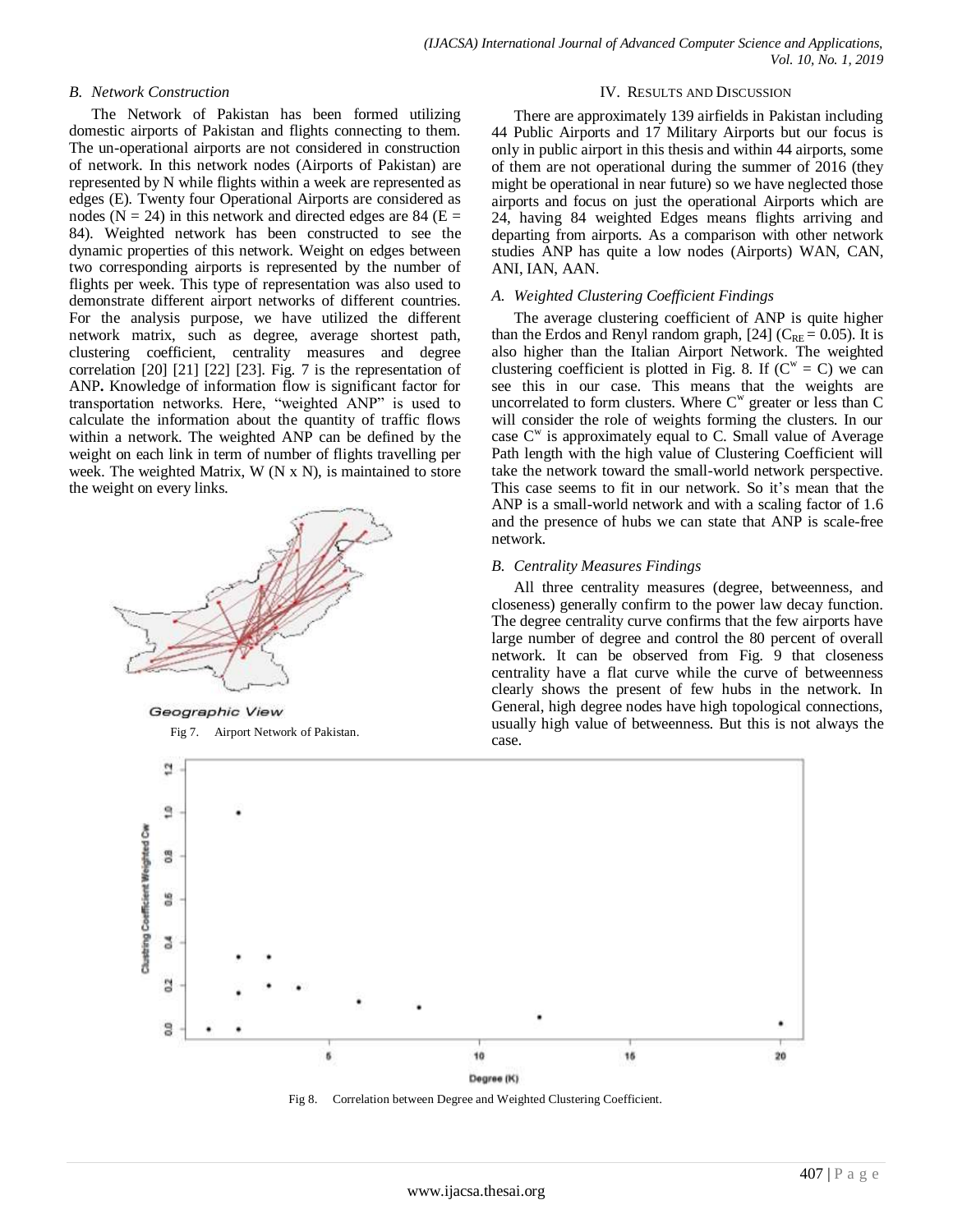### B. Network Construction

The Network of Pakistan has been formed utilizing domestic airports of Pakistan and flights connecting to them. The un-operational airports are not considered in construction of network. In this network nodes (Airports of Pakistan) are represented by N while flights within a week are represented as edges (E). Twenty four Operational Airports are considered as nodes (N = 24) in this network and directed edges are 84 (E = 84). Weighted network has been constructed to see the dynamic properties of this network. Weight on edges between two corresponding airports is represented by the number of flights per week. This type of representation was also used to demonstrate different airport networks of different countries. For the analysis purpose, we have utilized the different network matrix, such as degree, average shortest path, clustering coefficient, centrality measures and degree correlation [20] [21] [22] [23]. Fig. 7 is the representation of ANP**.** Knowledge of information flow is significant factor for transportation networks. Here, "weighted ANP" is used to calculate the information about the quantity of traffic flows within a network. The weighted ANP can be defined by the weight on each link in term of number of flights travelling per week. The weighted Matrix, W (N x N), is maintained to store the weight on every links.

Geographic View

Fig 7. Airport Network of Pakistan.

## IV. Results and Discussion

There are approximately 139 airfields in Pakistan including 44 Public Airports and 17 Military Airports but our focus is only in public airport in this thesis and within 44 airports, some of them are not operational during the summer of 2016 (they might be operational in near future) so we have neglected those airports and focus on just the operational Airports which are 24, having 84 weighted Edges means flights arriving and departing from airports. As a comparison with other network studies ANP has quite a low nodes (Airports) WAN, CAN, ANI, IAN, AAN.

### A. Weighted Clustering Coefficient Findings

The average clustering coefficient of ANP is quite higher than the Erdos and Renyl random graph, [24] ($C_{RE} = 0.05$). It is also higher than the Italian Airport Network. The weighted clustering coefficient is plotted in Fig. 8. If ($C^w = C$) we can see this in our case. This means that the weights are uncorrelated to form clusters. Where $C^w$ greater or less than C will consider the role of weights forming the clusters. In our case $C^w$ is approximately equal to C. Small value of Average Path length with the high value of Clustering Coefficient will take the network toward the small-world network perspective. This case seems to fit in our network. So it's mean that the ANP is a small-world network and with a scaling factor of 1.6 and the presence of hubs we can state that ANP is scale-free network.

### B. Centrality Measures Findings

All three centrality measures (degree, betweenness, and closeness) generally confirm to the power law decay function. The degree centrality curve confirms that the few airports have large number of degree and control the 80 percent of overall network. It can be observed from Fig. 9 that closeness centrality have a flat curve while the curve of betweenness clearly shows the present of few hubs in the network. In General, high degree nodes have high topological connections, usually high value of betweenness. But this is not always the case.

Fig 8. Correlation between Degree and Weighted Clustering Coefficient.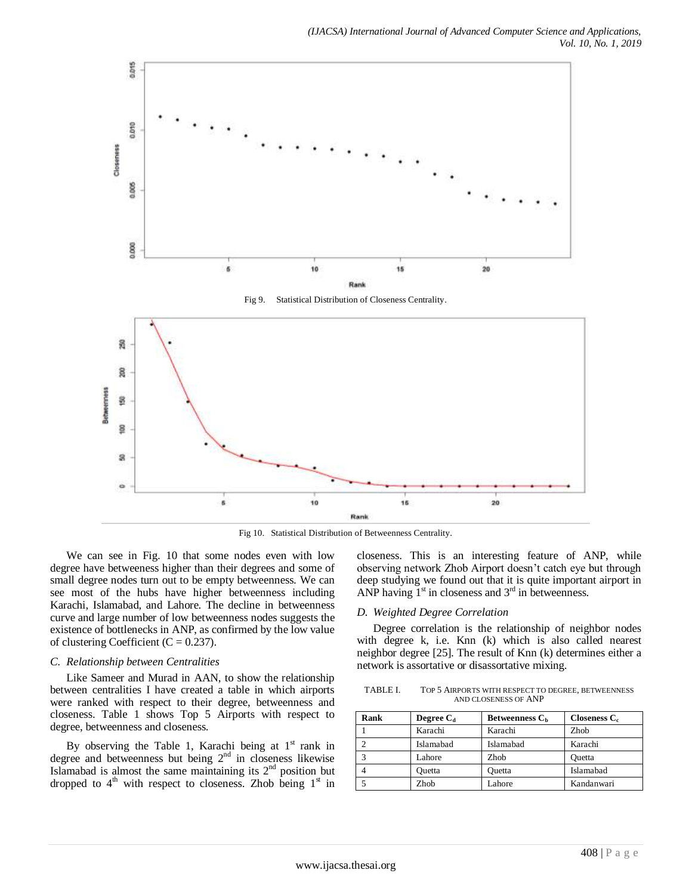Fig 9. Statistical Distribution of Closeness Centrality.

Fig 10. Statistical Distribution of Betweenness Centrality.

We can see in Fig. 10 that some nodes even with low degree have betweeness higher than their degrees and some of small degree nodes turn out to be empty betweenness. We can see most of the hubs have higher betweenness including Karachi, Islamabad, and Lahore. The decline in betweenness curve and large number of low betweenness nodes suggests the existence of bottlenecks in ANP, as confirmed by the low value of clustering Coefficient ($C = 0.237$).

### C. Relationship between Centralities

Like Sameer and Murad in AAN, to show the relationship between centralities I have created a table in which airports were ranked with respect to their degree, betweenness and closeness. Table 1 shows Top 5 Airports with respect to degree, betweenness and closeness.

By observing the Table 1, Karachi being at 1st rank in degree and betweenness but being 2nd in closeness likewise Islamabad is almost the same maintaining its 2nd position but dropped to 4th with respect to closeness. Zhob being 1st in closeness. This is an interesting feature of ANP, while observing network Zhob Airport doesn't catch eye but through deep studying we found out that it is quite important airport in ANP having 1st in closeness and 3rd in betweenness.

### D. Weighted Degree Correlation

Degree correlation is the relationship of neighbor nodes with degree k, i.e. Knn (k) which is also called nearest neighbor degree [25]. The result of Knn (k) determines either a network is assortative or disassortative mixing.

TABLE I. TOP 5 AIRPORTS WITH RESPECT TO DEGREE, BETWEENNESS AND CLOSENESS OF ANP

| Rank | Degree $C_d$ | Betweenness $C_b$ | Closeness $C_c$ |
|---|---|---|---|
| 1 | Karachi | Karachi | Zhob |
| 2 | Islamabad | Islamabad | Karachi |
| 3 | Lahore | Zhob | Quetta |
| 4 | Quetta | Quetta | Islamabad |
| 5 | Zhob | Lahore | Kandanwari |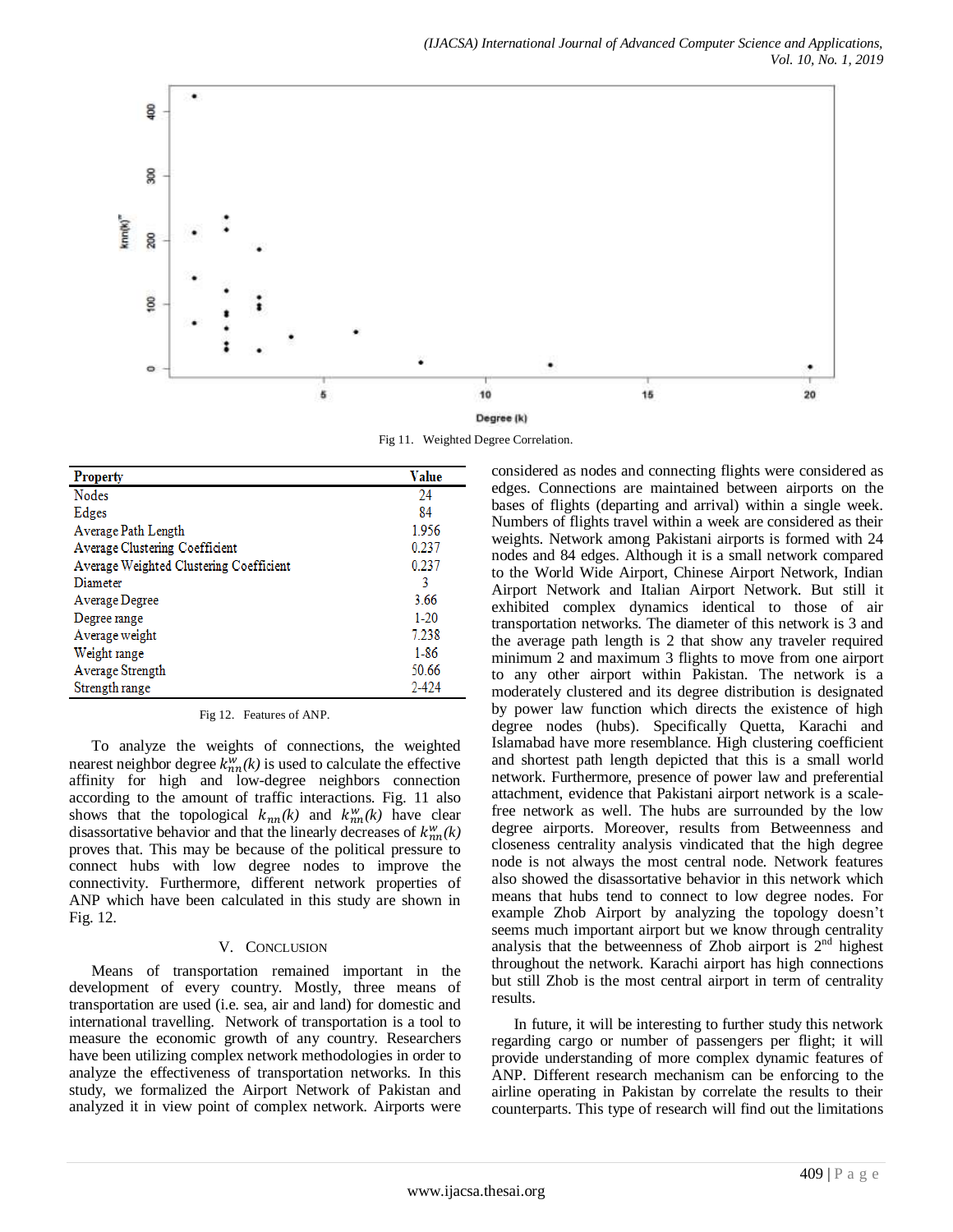Fig 11. Weighted Degree Correlation.

| Property | Value |
|---|---|
| Nodes | 24 |
| Edges | 84 |
| Average Path Length | 1.956 |
| Average Clustering Coefficient | 0.237 |
| Average Weighted Clustering Coefficient | 0.237 |
| Diameter | 3 |
| Average Degree | 3.66 |
| Degree range | 1-20 |
| Average weight | 7.238 |
| Weight range | 1-86 |
| Average Strength | 50.66 |
| Strength range | 2-424 |

Fig 12. Features of ANP.

To analyze the weights of connections, the weighted nearest neighbor degree $k_{nn}^{w}(k)$ is used to calculate the effective affinity for high and low-degree neighbors connection according to the amount of traffic interactions. Fig. 11 also shows that the topological $k_{nn}(k)$ and $k_{nn}^{w}(k)$ have clear disassortative behavior and that the linearly decreases of $k_{nn}^{w}(k)$ proves that. This may be because of the political pressure to connect hubs with low degree nodes to improve the connectivity. Furthermore, different network properties of ANP which have been calculated in this study are shown in Fig. 12.

## V. Conclusion

Means of transportation remained important in the development of every country. Mostly, three means of transportation are used (i.e. sea, air and land) for domestic and international travelling. Network of transportation is a tool to measure the economic growth of any country. Researchers have been utilizing complex network methodologies in order to analyze the effectiveness of transportation networks. In this study, we formalized the Airport Network of Pakistan and analyzed it in view point of complex network. Airports were considered as nodes and connecting flights were considered as edges. Connections are maintained between airports on the bases of flights (departing and arrival) within a single week. Numbers of flights travel within a week are considered as their weights. Network among Pakistani airports is formed with 24 nodes and 84 edges. Although it is a small network compared to the World Wide Airport, Chinese Airport Network, Indian Airport Network and Italian Airport Network. But still it exhibited complex dynamics identical to those of air transportation networks. The diameter of this network is 3 and the average path length is 2 that show any traveler required minimum 2 and maximum 3 flights to move from one airport to any other airport within Pakistan. The network is moderately clustered and its degree distribution is designated by power law function which directs the existence of high degree nodes (hubs). Specifically Quetta, Karachi and Islamabad have more resemblance. High clustering coefficient and shortest path length depicted that this is a small world network. Furthermore, presence of power law and preferential attachment, evidence that Pakistani airport network is a scale-free network as well. The hubs are surrounded by the low degree airports. Moreover, results from Betweenness and closeness centrality analysis vindicated that the high degree node is not always the most central node. Network features also showed the disassortative behavior in this network which means that hubs tend to connect to low degree nodes. For example Zhob Airport by analyzing the topology doesn't seems much important airport but we know through centrality analysis that the betweenness of Zhob airport is 2nd highest throughout the network. Karachi airport has high connections but still Zhob is the most central airport in term of centrality results.

In future, it will be interesting to further study this network regarding cargo or number of passengers per flight; it will provide understanding of more complex dynamic features of ANP. Different research mechanism can be enforcing to the airline operating in Pakistan by correlate the results to their counterparts. This type of research will find out the limitations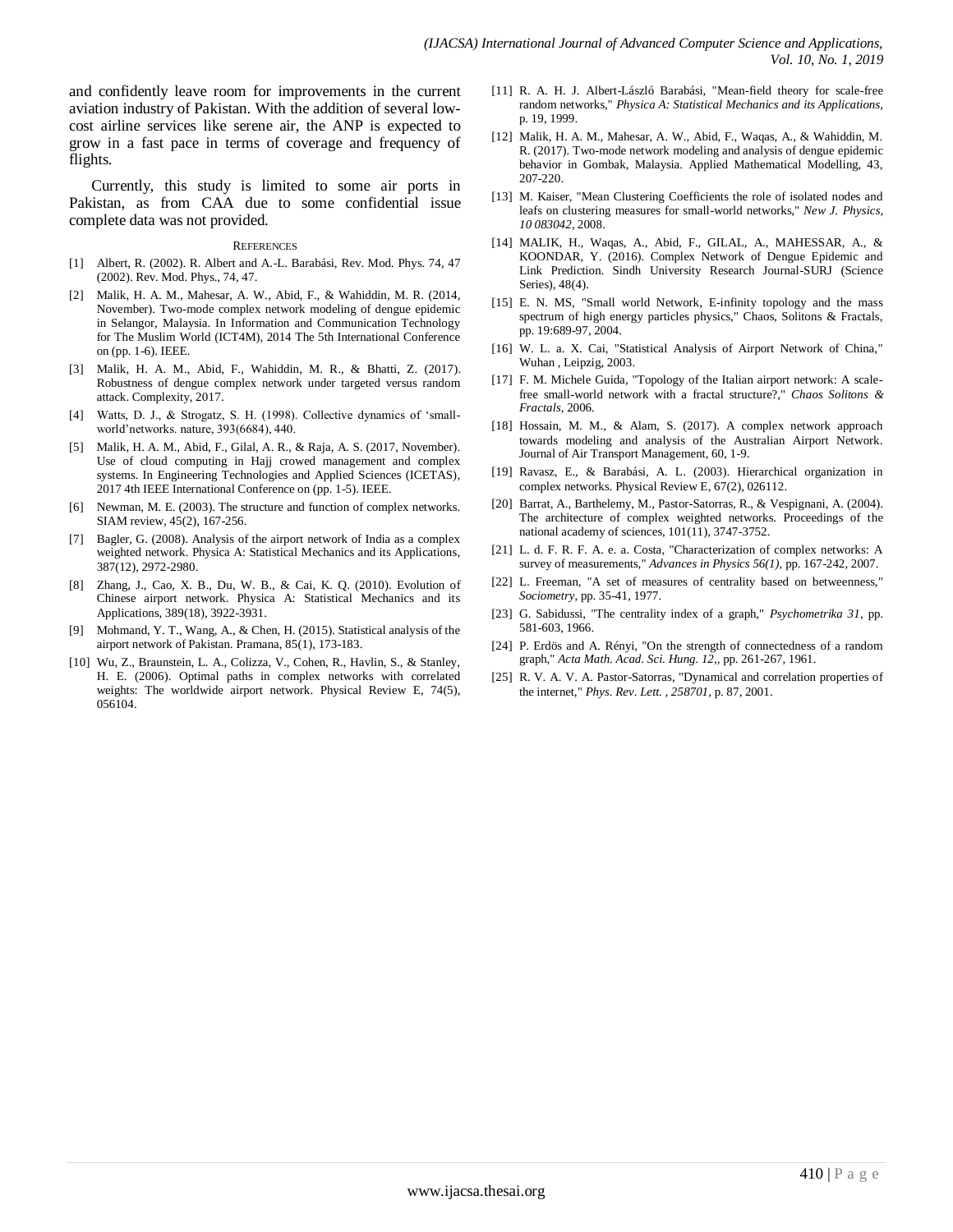and confidently leave room for improvements in the current aviation industry of Pakistan. With the addition of several low-cost airline services like serene air, the ANP is expected to grow in a fast pace in terms of coverage and frequency of flights.

Currently, this study is limited to some air ports in Pakistan, as from CAA due to some confidential issue complete data was not provided.

## References

[1] Albert, R. (2002). R. Albert and A.-L. Barabási, Rev. Mod. Phys. 74, 47 (2002). Rev. Mod. Phys., 74, 47.

[2] Malik, H. A. M., Mahesar, A. W., Abid, F., & Wahiddin, M. R. (2014, November). Two-mode complex network modeling of dengue epidemic in Selangor, Malaysia. In Information and Communication Technology for The Muslim World (ICT4M), 2014 The 5th International Conference on (pp. 1-6). IEEE.

[3] Malik, H. A. M., Abid, F., Wahiddin, M. R., & Bhatti, Z. (2017). Robustness of dengue complex network under targeted versus random attack. Complexity, 2017.

[4] Watts, D. J., & Strogatz, S. H. (1998). Collective dynamics of 'small-world'networks. nature, 393(6684), 440.

[5] Malik, H. A. M., Abid, F., Gilal, A. R., & Raja, A. S. (2017, November). Use of cloud computing in Hajj crowed management and complex systems. In Engineering Technologies and Applied Sciences (ICETAS), 2017 4th IEEE International Conference on (pp. 1-5). IEEE.

[6] Newman, M. E. (2003). The structure and function of complex networks. SIAM review, 45(2), 167-256.

[7] Bagler, G. (2008). Analysis of the airport network of India as a complex weighted network. Physica A: Statistical Mechanics and its Applications, 387(12), 2972-2980.

[8] Zhang, J., Cao, X. B., Du, W. B., & Cai, K. Q. (2010). Evolution of Chinese airport network. Physica A: Statistical Mechanics and its Applications, 389(18), 3922-3931.

[9] Mohmand, Y. T., Wang, A., & Chen, H. (2015). Statistical analysis of the airport network of Pakistan. Pramana, 85(1), 173-183.

[10] Wu, Z., Braunstein, L. A., Colizza, V., Cohen, R., Havlin, S., & Stanley, H. E. (2006). Optimal paths in complex networks with correlated weights: The worldwide airport network. Physical Review E, 74(5), 056104.

[11] R. A. H. J. Albert-László Barabási, "Mean-field theory for scale-free random networks," *Physica A: Statistical Mechanics and its Applications,* p. 19, 1999.

[12] Malik, H. A. M., Mahesar, A. W., Abid, F., Waqas, A., & Wahiddin, M. R. (2017). Two-mode network modeling and analysis of dengue epidemic behavior in Gombak, Malaysia. Applied Mathematical Modelling, 43, 207-220.

[13] M. Kaiser, "Mean Clustering Coefficients the role of isolated nodes and leafs on clustering measures for small-world networks," *New J. Physics, 10 083042,* 2008.

[14] MALIK, H., Waqas, A., Abid, F., GILAL, A., MAHESSAR, A., & KOONDAR, Y. (2016). Complex Network of Dengue Epidemic and Link Prediction. Sindh University Research Journal-SURJ (Science Series), 48(4).

[15] E. N. MS, "Small world Network, E-infinity topology and the mass spectrum of high energy particles physics," Chaos, Solitons & Fractals, pp. 19:689-97, 2004.

[16] W. L. a. X. Cai, "Statistical Analysis of Airport Network of China," Wuhan , Leipzig, 2003.

[17] F. M. Michele Guida, "Topology of the Italian airport network: A scale-free small-world network with a fractal structure?," *Chaos Solitons & Fractals,* 2006.

[18] Hossain, M. M., & Alam, S. (2017). A complex network approach towards modeling and analysis of the Australian Airport Network. Journal of Air Transport Management, 60, 1-9.

[19] Ravasz, E., & Barabási, A. L. (2003). Hierarchical organization in complex networks. Physical Review E, 67(2), 026112.

[20] Barrat, A., Barthelemy, M., Pastor-Satorras, R., & Vespignani, A. (2004). The architecture of complex weighted networks. Proceedings of the national academy of sciences, 101(11), 3747-3752.

[21] L. d. F. R. F. A. e. a. Costa, "Characterization of complex networks: A survey of measurements," *Advances in Physics 56(1),* pp. 167-242, 2007.

[22] L. Freeman, "A set of measures of centrality based on betweenness," *Sociometry,* pp. 35-41, 1977.

[23] G. Sabidussi, "The centrality index of a graph," *Psychometrika 31,* pp. 581-603, 1966.

[24] P. Erdös and A. Rényi, "On the strength of connectedness of a random graph," *Acta Math. Acad. Sci. Hung. 12,,* pp. 261-267, 1961.

[25] R. V. A. V. A. Pastor-Satorras, "Dynamical and correlation properties of the internet," *Phys. Rev. Lett. , 258701,* p. 87, 2001.